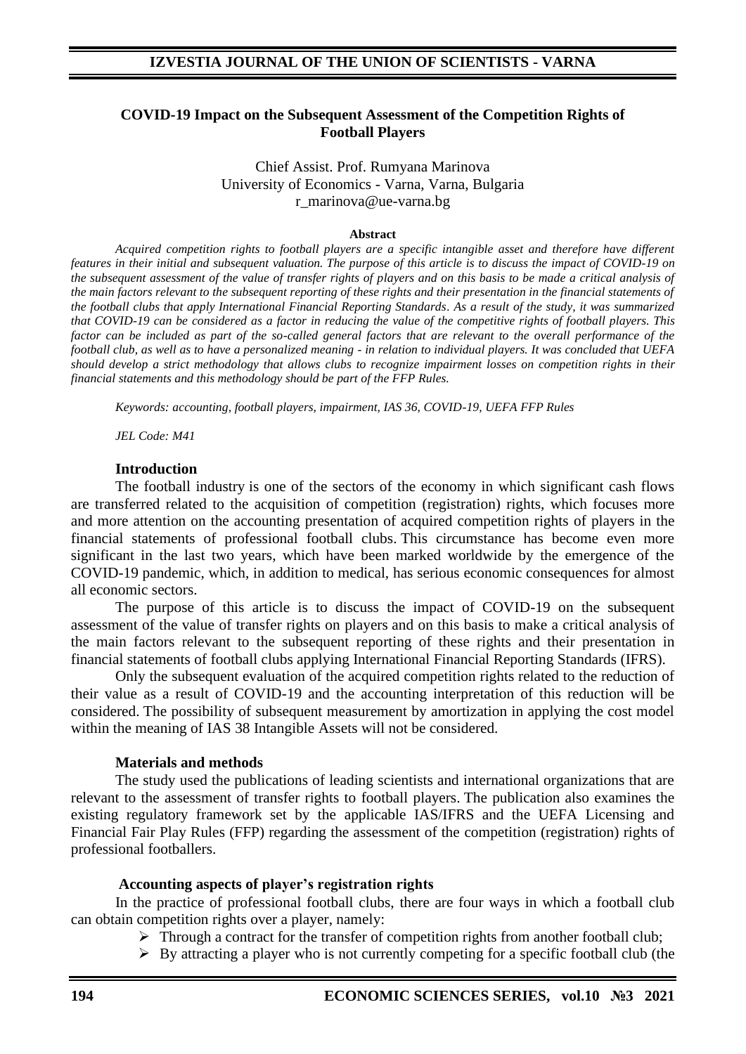# COVID-19 Impact on the Subsequent Assessment of the Competition Rights of Football Players

Chief Assist. Prof. Rumyana Marinova
University of Economics - Varna, Varna, Bulgaria
r_marinova@ue-varna.bg

**Abstract**

*Acquired competition rights to football players are a specific intangible asset and therefore have different features in their initial and subsequent valuation. The purpose of this article is to discuss the impact of COVID-19 on the subsequent assessment of the value of transfer rights of players and on this basis to be made a critical analysis of the main factors relevant to the subsequent reporting of these rights and their presentation in the financial statements of the football clubs that apply International Financial Reporting Standards. As a result of the study, it was summarized that COVID-19 can be considered as a factor in reducing the value of the competitive rights of football players. This factor can be included as part of the so-called general factors that are relevant to the overall performance of the football club, as well as to have a personalized meaning - in relation to individual players. It was concluded that UEFA should develop a strict methodology that allows clubs to recognize impairment losses on competition rights in their financial statements and this methodology should be part of the FFP Rules.*

*Keywords: accounting, football players, impairment, IAS 36, COVID-19, UEFA FFP Rules*

*JEL Code: M41*

## Introduction

The football industry is one of the sectors of the economy in which significant cash flows are transferred related to the acquisition of competition (registration) rights, which focuses more and more attention on the accounting presentation of acquired competition rights of players in the financial statements of professional football clubs. This circumstance has become even more significant in the last two years, which have been marked worldwide by the emergence of the COVID-19 pandemic, which, in addition to medical, has serious economic consequences for almost all economic sectors.

The purpose of this article is to discuss the impact of COVID-19 on the subsequent assessment of the value of transfer rights on players and on this basis to make a critical analysis of the main factors relevant to the subsequent reporting of these rights and their presentation in financial statements of football clubs applying International Financial Reporting Standards (IFRS).

Only the subsequent evaluation of the acquired competition rights related to the reduction of their value as a result of COVID-19 and the accounting interpretation of this reduction will be considered. The possibility of subsequent measurement by amortization in applying the cost model within the meaning of IAS 38 Intangible Assets will not be considered.

## Materials and methods

The study used the publications of leading scientists and international organizations that are relevant to the assessment of transfer rights to football players. The publication also examines the existing regulatory framework set by the applicable IAS/IFRS and the UEFA Licensing and Financial Fair Play Rules (FFP) regarding the assessment of the competition (registration) rights of professional footballers.

## Accounting aspects of player's registration rights

In the practice of professional football clubs, there are four ways in which a football club can obtain competition rights over a player, namely:

- Through a contract for the transfer of competition rights from another football club;
- By attracting a player who is not currently competing for a specific football club (the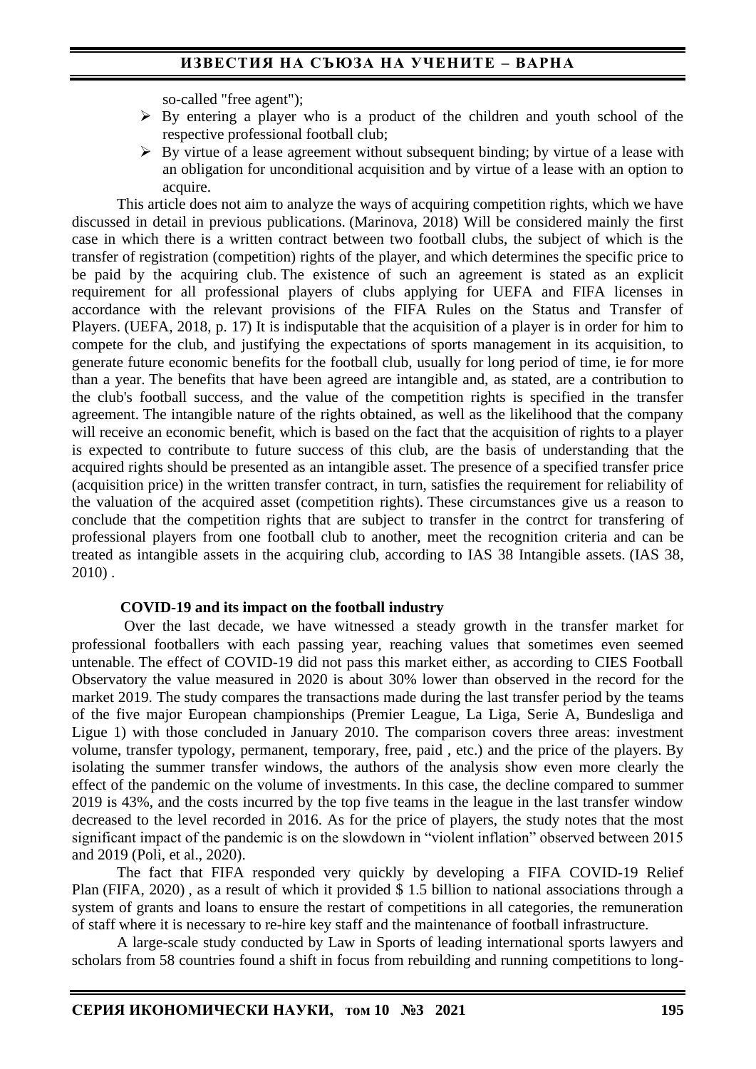so-called "free agent");

- By entering a player who is a product of the children and youth school of the respective professional football club;
- By virtue of a lease agreement without subsequent binding; by virtue of a lease with an obligation for unconditional acquisition and by virtue of a lease with an option to acquire.

This article does not aim to analyze the ways of acquiring competition rights, which we have discussed in detail in previous publications. (Marinova, 2018) Will be considered mainly the first case in which there is a written contract between two football clubs, the subject of which is the transfer of registration (competition) rights of the player, and which determines the specific price to be paid by the acquiring club. The existence of such an agreement is stated as an explicit requirement for all professional players of clubs applying for UEFA and FIFA licenses in accordance with the relevant provisions of the FIFA Rules on the Status and Transfer of Players. (UEFA, 2018, p. 17) It is indisputable that the acquisition of a player is in order for him to compete for the club, and justifying the expectations of sports management in its acquisition, to generate future economic benefits for the football club, usually for long period of time, ie for more than a year. The benefits that have been agreed are intangible and, as stated, are a contribution to the club's football success, and the value of the competition rights is specified in the transfer agreement. The intangible nature of the rights obtained, as well as the likelihood that the company will receive an economic benefit, which is based on the fact that the acquisition of rights to a player is expected to contribute to future success of this club, are the basis of understanding that the acquired rights should be presented as an intangible asset. The presence of a specified transfer price (acquisition price) in the written transfer contract, in turn, satisfies the requirement for reliability of the valuation of the acquired asset (competition rights). These circumstances give us a reason to conclude that the competition rights that are subject to transfer in the contrct for transfering of professional players from one football club to another, meet the recognition criteria and can be treated as intangible assets in the acquiring club, according to IAS 38 Intangible assets. (IAS 38, 2010) .

**COVID-19 and its impact on the football industry**

Over the last decade, we have witnessed a steady growth in the transfer market for professional footballers with each passing year, reaching values that sometimes even seemed untenable. The effect of COVID-19 did not pass this market either, as according to CIES Football Observatory the value measured in 2020 is about 30% lower than observed in the record for the market 2019. The study compares the transactions made during the last transfer period by the teams of the five major European championships (Premier League, La Liga, Serie A, Bundesliga and Ligue 1) with those concluded in January 2010. The comparison covers three areas: investment volume, transfer typology, permanent, temporary, free, paid , etc.) and the price of the players. By isolating the summer transfer windows, the authors of the analysis show even more clearly the effect of the pandemic on the volume of investments. In this case, the decline compared to summer 2019 is 43%, and the costs incurred by the top five teams in the league in the last transfer window decreased to the level recorded in 2016. As for the price of players, the study notes that the most significant impact of the pandemic is on the slowdown in "violent inflation" observed between 2015 and 2019 (Poli, et al., 2020).

The fact that FIFA responded very quickly by developing a FIFA COVID-19 Relief Plan (FIFA, 2020) , as a result of which it provided $ 1.5 billion to national associations through a system of grants and loans to ensure the restart of competitions in all categories, the remuneration of staff where it is necessary to re-hire key staff and the maintenance of football infrastructure.

A large-scale study conducted by Law in Sports of leading international sports lawyers and scholars from 58 countries found a shift in focus from rebuilding and running competitions to long-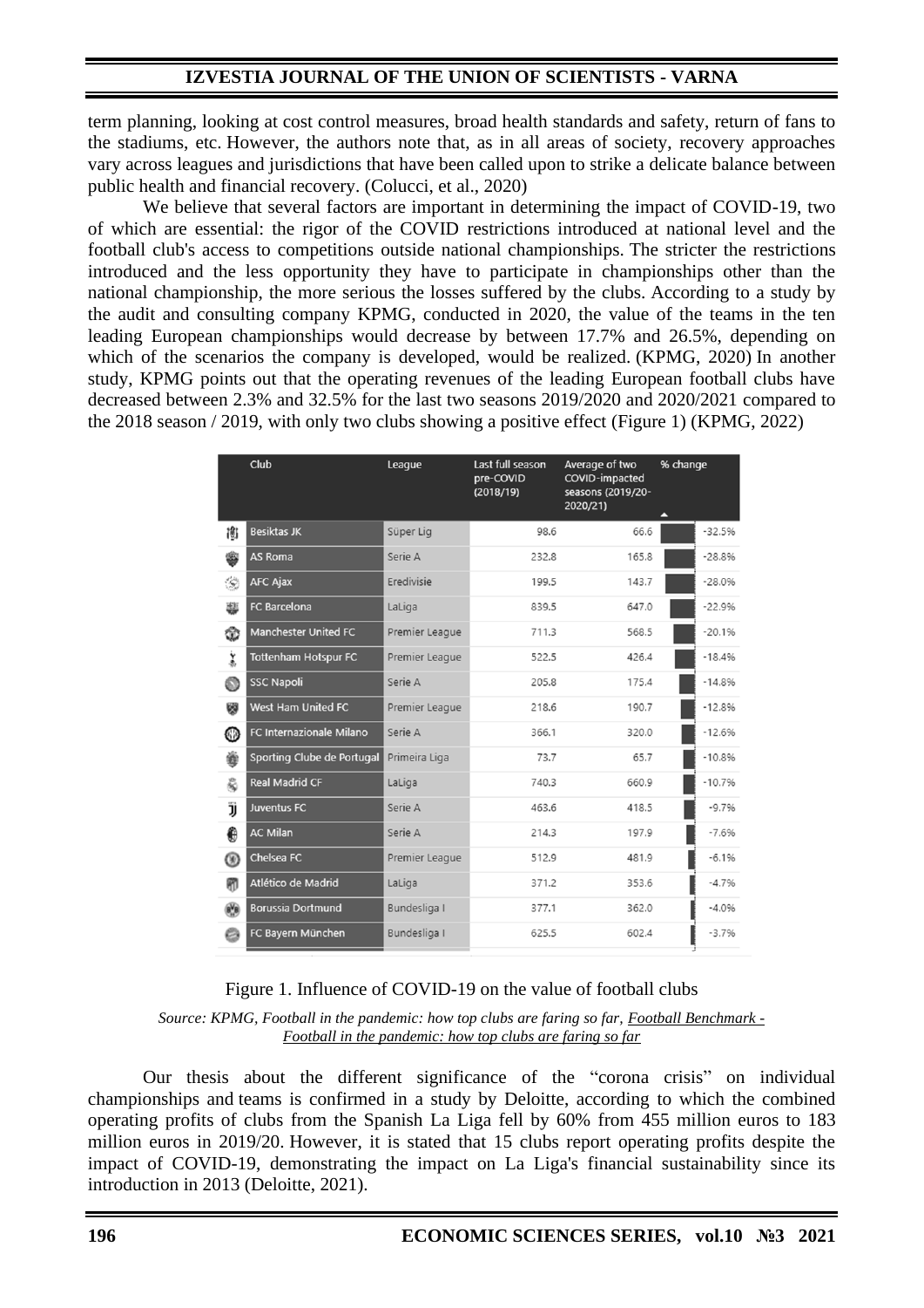term planning, looking at cost control measures, broad health standards and safety, return of fans to the stadiums, etc. However, the authors note that, as in all areas of society, recovery approaches vary across leagues and jurisdictions that have been called upon to strike a delicate balance between public health and financial recovery. (Colucci, et al., 2020)

We believe that several factors are important in determining the impact of COVID-19, two of which are essential: the rigor of the COVID restrictions introduced at national level and the football club's access to competitions outside national championships. The stricter the restrictions introduced and the less opportunity they have to participate in championships other than the national championship, the more serious the losses suffered by the clubs. According to a study by the audit and consulting company KPMG, conducted in 2020, the value of the teams in the ten leading European championships would decrease by between 17.7% and 26.5%, depending on which of the scenarios the company is developed, would be realized. (KPMG, 2020) In another study, KPMG points out that the operating revenues of the leading European football clubs have decreased between 2.3% and 32.5% for the last two seasons 2019/2020 and 2020/2021 compared to the 2018 season / 2019, with only two clubs showing a positive effect (Figure 1) (KPMG, 2022)

| Club | League | Last full season pre-COVID (2018/19) | Average of two COVID-impacted seasons (2019/20-2020/21) | % change |
|---|---|---|---|---|
| Besiktas JK | Süper Lig | 98.6 | 66.6 | -32.5% |
| AS Roma | Serie A | 232.8 | 165.8 | -28.8% |
| AFC Ajax | Eredivisie | 199.5 | 143.7 | -28.0% |
| FC Barcelona | LaLiga | 839.5 | 647.0 | -22.9% |
| Manchester United FC | Premier League | 711.3 | 568.5 | -20.1% |
| Tottenham Hotspur FC | Premier League | 522.5 | 426.4 | -18.4% |
| SSC Napoli | Serie A | 205.8 | 175.4 | -14.8% |
| West Ham United FC | Premier League | 218.6 | 190.7 | -12.8% |
| FC Internazionale Milano | Serie A | 366.1 | 320.0 | -12.6% |
| Sporting Clube de Portugal | Primeira Liga | 73.7 | 65.7 | -10.8% |
| Real Madrid CF | LaLiga | 740.3 | 660.9 | -10.7% |
| Juventus FC | Serie A | 463.6 | 418.5 | -9.7% |
| AC Milan | Serie A | 214.3 | 197.9 | -7.6% |
| Chelsea FC | Premier League | 512.9 | 481.9 | -6.1% |
| Atlético de Madrid | LaLiga | 371.2 | 353.6 | -4.7% |
| Borussia Dortmund | Bundesliga I | 377.1 | 362.0 | -4.0% |
| FC Bayern München | Bundesliga I | 625.5 | 602.4 | -3.7% |

Figure 1. Influence of COVID-19 on the value of football clubs

*Source: KPMG, Football in the pandemic: how top clubs are faring so far, Football Benchmark - Football in the pandemic: how top clubs are faring so far*

Our thesis about the different significance of the "corona crisis" on individual championships and teams is confirmed in a study by Deloitte, according to which the combined operating profits of clubs from the Spanish La Liga fell by 60% from 455 million euros to 183 million euros in 2019/20. However, it is stated that 15 clubs report operating profits despite the impact of COVID-19, demonstrating the impact on La Liga's financial sustainability since its introduction in 2013 (Deloitte, 2021).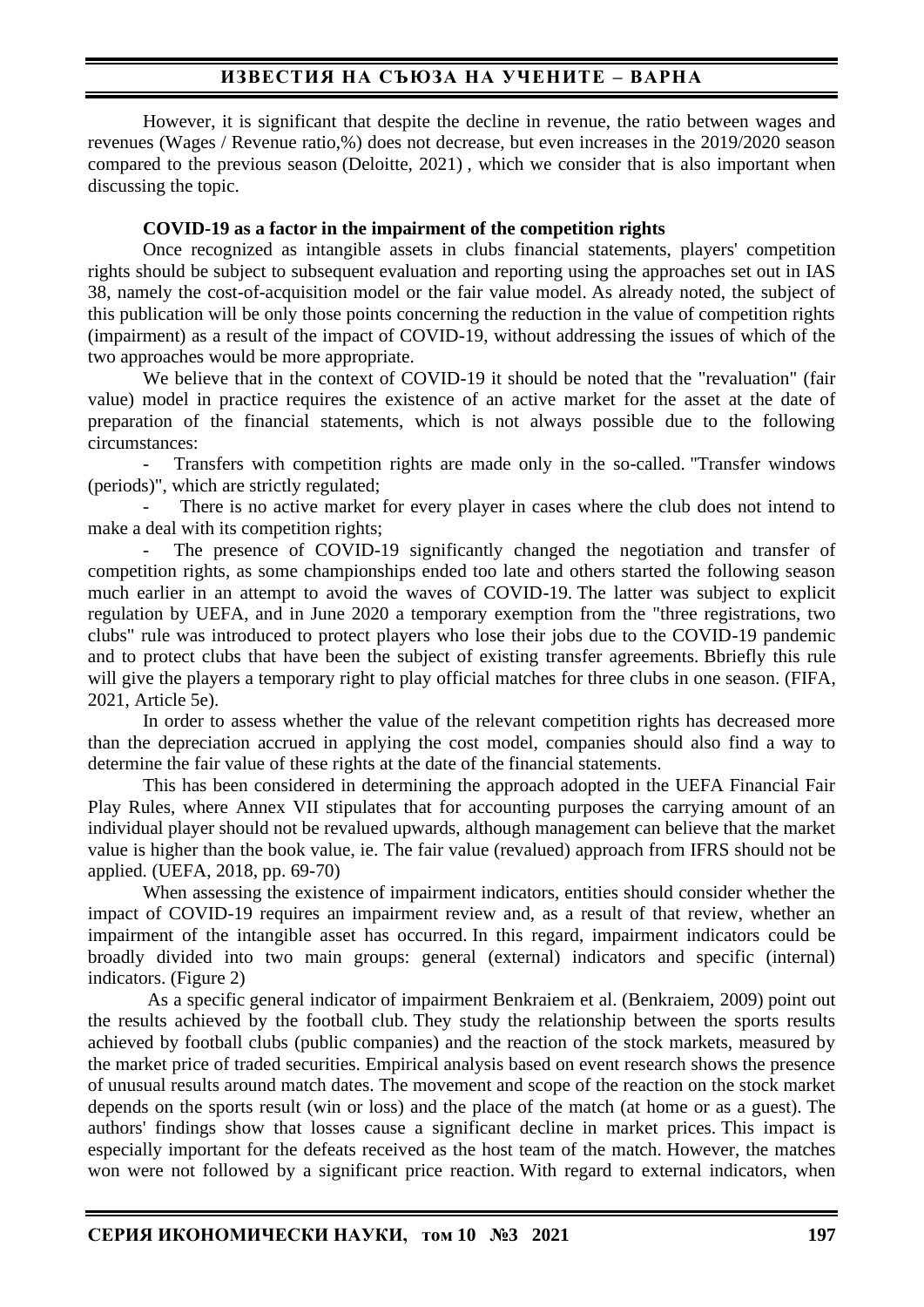However, it is significant that despite the decline in revenue, the ratio between wages and revenues (Wages / Revenue ratio,%) does not decrease, but even increases in the 2019/2020 season compared to the previous season (Deloitte, 2021) , which we consider that is also important when discussing the topic.

**COVID-19 as a factor in the impairment of the competition rights**

Once recognized as intangible assets in clubs financial statements, players' competition rights should be subject to subsequent evaluation and reporting using the approaches set out in IAS 38, namely the cost-of-acquisition model or the fair value model. As already noted, the subject of this publication will be only those points concerning the reduction in the value of competition rights (impairment) as a result of the impact of COVID-19, without addressing the issues of which of the two approaches would be more appropriate.

We believe that in the context of COVID-19 it should be noted that the "revaluation" (fair value) model in practice requires the existence of an active market for the asset at the date of preparation of the financial statements, which is not always possible due to the following circumstances:

- Transfers with competition rights are made only in the so-called. "Transfer windows (periods)", which are strictly regulated;
- There is no active market for every player in cases where the club does not intend to make a deal with its competition rights;
- The presence of COVID-19 significantly changed the negotiation and transfer of competition rights, as some championships ended too late and others started the following season much earlier in an attempt to avoid the waves of COVID-19. The latter was subject to explicit regulation by UEFA, and in June 2020 a temporary exemption from the "three registrations, two clubs" rule was introduced to protect players who lose their jobs due to the COVID-19 pandemic and to protect clubs that have been the subject of existing transfer agreements. Bbriefly this rule will give the players a temporary right to play official matches for three clubs in one season. (FIFA, 2021, Article 5e).

In order to assess whether the value of the relevant competition rights has decreased more than the depreciation accrued in applying the cost model, companies should also find a way to determine the fair value of these rights at the date of the financial statements.

This has been considered in determining the approach adopted in the UEFA Financial Fair Play Rules, where Annex VII stipulates that for accounting purposes the carrying amount of an individual player should not be revalued upwards, although management can believe that the market value is higher than the book value, ie. The fair value (revalued) approach from IFRS should not be applied. (UEFA, 2018, pp. 69-70)

When assessing the existence of impairment indicators, entities should consider whether the impact of COVID-19 requires an impairment review and, as a result of that review, whether an impairment of the intangible asset has occurred. In this regard, impairment indicators could be broadly divided into two main groups: general (external) indicators and specific (internal) indicators. (Figure 2)

As a specific general indicator of impairment Benkraiem et al. (Benkraiem, 2009) point out the results achieved by the football club. They study the relationship between the sports results achieved by football clubs (public companies) and the reaction of the stock markets, measured by the market price of traded securities. Empirical analysis based on event research shows the presence of unusual results around match dates. The movement and scope of the reaction on the stock market depends on the sports result (win or loss) and the place of the match (at home or as a guest). The authors' findings show that losses cause a significant decline in market prices. This impact is especially important for the defeats received as the host team of the match. However, the matches won were not followed by a significant price reaction. With regard to external indicators, when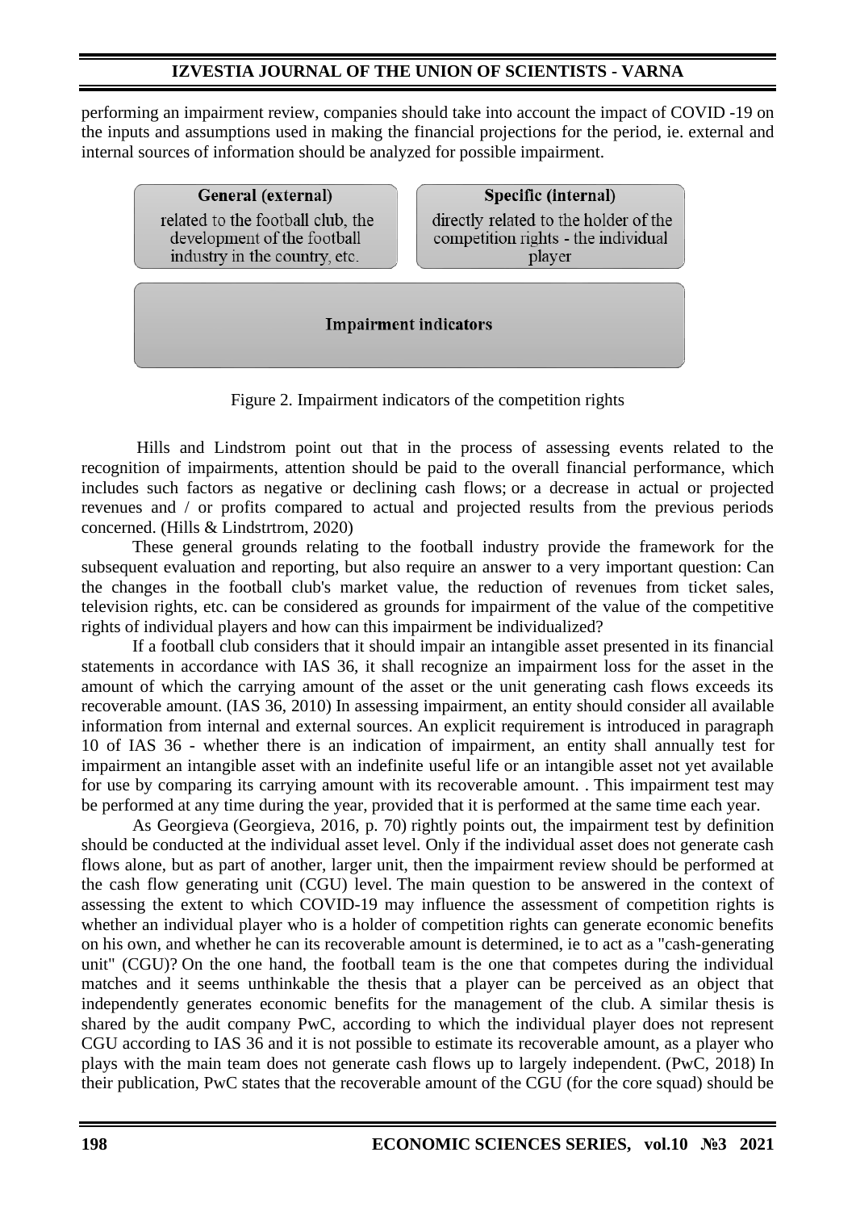performing an impairment review, companies should take into account the impact of COVID -19 on the inputs and assumptions used in making the financial projections for the period, ie. external and internal sources of information should be analyzed for possible impairment.

**General (external)**
related to the football club, the development of the football industry in the country, etc.

**Specific (internal)**
directly related to the holder of the competition rights - the individual player

**Impairment indicators**

Figure 2. Impairment indicators of the competition rights

Hills and Lindstrom point out that in the process of assessing events related to the recognition of impairments, attention should be paid to the overall financial performance, which includes such factors as negative or declining cash flows; or a decrease in actual or projected revenues and / or profits compared to actual and projected results from the previous periods concerned. (Hills & Lindstrtrom, 2020)

These general grounds relating to the football industry provide the framework for the subsequent evaluation and reporting, but also require an answer to a very important question: Can the changes in the football club's market value, the reduction of revenues from ticket sales, television rights, etc. can be considered as grounds for impairment of the value of the competitive rights of individual players and how can this impairment be individualized?

If a football club considers that it should impair an intangible asset presented in its financial statements in accordance with IAS 36, it shall recognize an impairment loss for the asset in the amount of which the carrying amount of the asset or the unit generating cash flows exceeds its recoverable amount. (IAS 36, 2010) In assessing impairment, an entity should consider all available information from internal and external sources. An explicit requirement is introduced in paragraph 10 of IAS 36 - whether there is an indication of impairment, an entity shall annually test for impairment an intangible asset with an indefinite useful life or an intangible asset not yet available for use by comparing its carrying amount with its recoverable amount. . This impairment test may be performed at any time during the year, provided that it is performed at the same time each year.

As Georgieva (Georgieva, 2016, p. 70) rightly points out, the impairment test by definition should be conducted at the individual asset level. Only if the individual asset does not generate cash flows alone, but as part of another, larger unit, then the impairment review should be performed at the cash flow generating unit (CGU) level. The main question to be answered in the context of assessing the extent to which COVID-19 may influence the assessment of competition rights is whether an individual player who is a holder of competition rights can generate economic benefits on his own, and whether he can its recoverable amount is determined, ie to act as a "cash-generating unit" (CGU)? On the one hand, the football team is the one that competes during the individual matches and it seems unthinkable the thesis that a player can be perceived as an object that independently generates economic benefits for the management of the club. A similar thesis is shared by the audit company PwC, according to which the individual player does not represent CGU according to IAS 36 and it is not possible to estimate its recoverable amount, as a player who plays with the main team does not generate cash flows up to largely independent. (PwC, 2018) In their publication, PwC states that the recoverable amount of the CGU (for the core squad) should be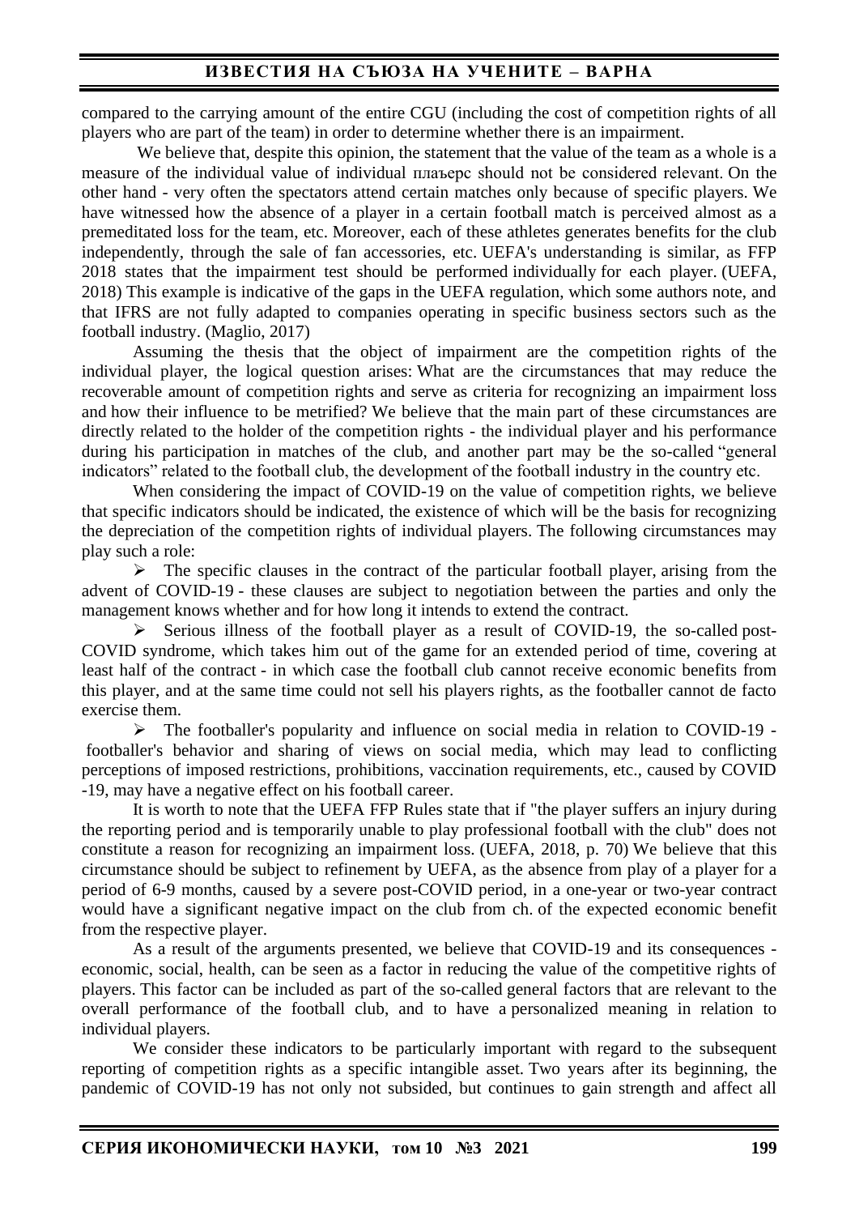compared to the carrying amount of the entire CGU (including the cost of competition rights of all players who are part of the team) in order to determine whether there is an impairment.

We believe that, despite this opinion, the statement that the value of the team as a whole is a measure of the individual value of individual плаъерс should not be considered relevant. On the other hand - very often the spectators attend certain matches only because of specific players. We have witnessed how the absence of a player in a certain football match is perceived almost as a premeditated loss for the team, etc. Moreover, each of these athletes generates benefits for the club independently, through the sale of fan accessories, etc. UEFA's understanding is similar, as FFP 2018 states that the impairment test should be performed individually for each player. (UEFA, 2018) This example is indicative of the gaps in the UEFA regulation, which some authors note, and that IFRS are not fully adapted to companies operating in specific business sectors such as the football industry. (Maglio, 2017)

Assuming the thesis that the object of impairment are the competition rights of the individual player, the logical question arises: What are the circumstances that may reduce the recoverable amount of competition rights and serve as criteria for recognizing an impairment loss and how their influence to be metrified? We believe that the main part of these circumstances are directly related to the holder of the competition rights - the individual player and his performance during his participation in matches of the club, and another part may be the so-called "general indicators" related to the football club, the development of the football industry in the country etc.

When considering the impact of COVID-19 on the value of competition rights, we believe that specific indicators should be indicated, the existence of which will be the basis for recognizing the depreciation of the competition rights of individual players. The following circumstances may play such a role:

- The specific clauses in the contract of the particular football player, arising from the advent of COVID-19 - these clauses are subject to negotiation between the parties and only the management knows whether and for how long it intends to extend the contract.
- Serious illness of the football player as a result of COVID-19, the so-called post-COVID syndrome, which takes him out of the game for an extended period of time, covering at least half of the contract - in which case the football club cannot receive economic benefits from this player, and at the same time could not sell his players rights, as the footballer cannot de facto exercise them.
- The footballer's popularity and influence on social media in relation to COVID-19 - footballer's behavior and sharing of views on social media, which may lead to conflicting perceptions of imposed restrictions, prohibitions, vaccination requirements, etc., caused by COVID -19, may have a negative effect on his football career.

It is worth to note that the UEFA FFP Rules state that if "the player suffers an injury during the reporting period and is temporarily unable to play professional football with the club" does not constitute a reason for recognizing an impairment loss. (UEFA, 2018, p. 70) We believe that this circumstance should be subject to refinement by UEFA, as the absence from play of a player for a period of 6-9 months, caused by a severe post-COVID period, in a one-year or two-year contract would have a significant negative impact on the club from ch. of the expected economic benefit from the respective player.

As a result of the arguments presented, we believe that COVID-19 and its consequences - economic, social, health, can be seen as a factor in reducing the value of the competitive rights of players. This factor can be included as part of the so-called general factors that are relevant to the overall performance of the football club, and to have a personalized meaning in relation to individual players.

We consider these indicators to be particularly important with regard to the subsequent reporting of competition rights as a specific intangible asset. Two years after its beginning, the pandemic of COVID-19 has not only not subsided, but continues to gain strength and affect all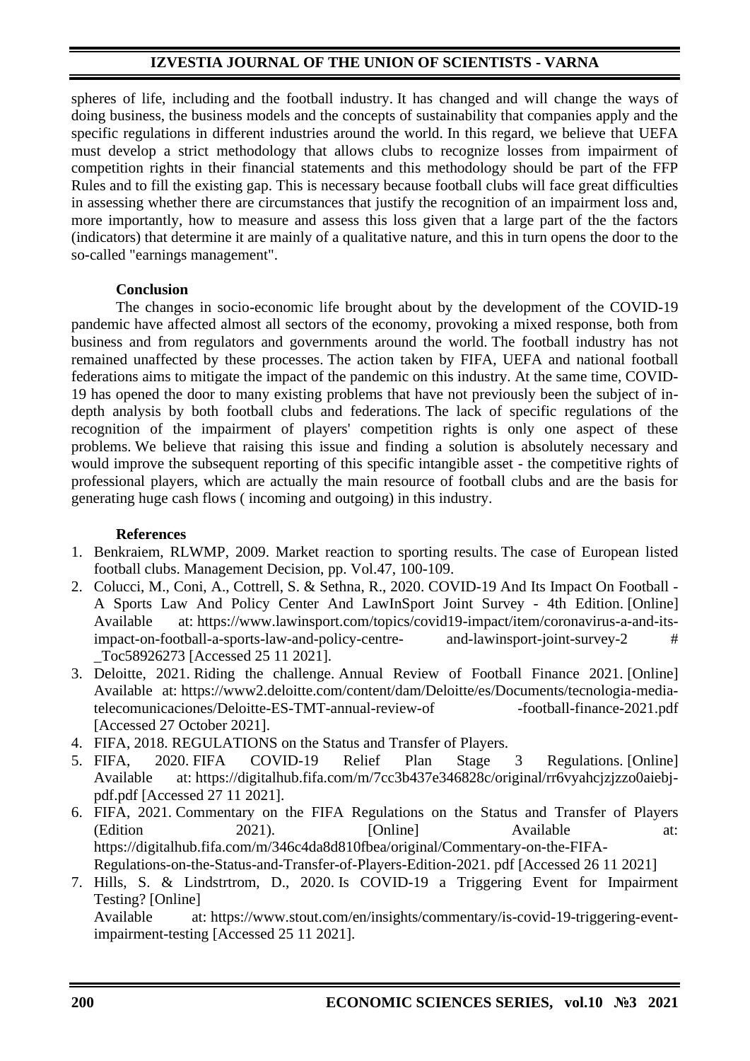spheres of life, including and the football industry. It has changed and will change the ways of doing business, the business models and the concepts of sustainability that companies apply and the specific regulations in different industries around the world. In this regard, we believe that UEFA must develop a strict methodology that allows clubs to recognize losses from impairment of competition rights in their financial statements and this methodology should be part of the FFP Rules and to fill the existing gap. This is necessary because football clubs will face great difficulties in assessing whether there are circumstances that justify the recognition of an impairment loss and, more importantly, how to measure and assess this loss given that a large part of the the factors (indicators) that determine it are mainly of a qualitative nature, and this in turn opens the door to the so-called "earnings management".

### Conclusion

The changes in socio-economic life brought about by the development of the COVID-19 pandemic have affected almost all sectors of the economy, provoking a mixed response, both from business and from regulators and governments around the world. The football industry has not remained unaffected by these processes. The action taken by FIFA, UEFA and national football federations aims to mitigate the impact of the pandemic on this industry. At the same time, COVID-19 has opened the door to many existing problems that have not previously been the subject of in-depth analysis by both football clubs and federations. The lack of specific regulations of the recognition of the impairment of players' competition rights is only one aspect of these problems. We believe that raising this issue and finding a solution is absolutely necessary and would improve the subsequent reporting of this specific intangible asset - the competitive rights of professional players, which are actually the main resource of football clubs and are the basis for generating huge cash flows ( incoming and outgoing) in this industry.

### References

1. Benkraiem, RLWMP, 2009. Market reaction to sporting results. The case of European listed football clubs. Management Decision, pp. Vol.47, 100-109.
2. Colucci, M., Coni, A., Cottrell, S. & Sethna, R., 2020. COVID-19 And Its Impact On Football - A Sports Law And Policy Center And LawInSport Joint Survey - 4th Edition. [Online] Available at: https://www.lawinsport.com/topics/covid19-impact/item/coronavirus-a-and-its-impact-on-football-a-sports-law-and-policy-centre- and-lawinsport-joint-survey-2 # _Toc58926273 [Accessed 25 11 2021].
3. Deloitte, 2021. Riding the challenge. Annual Review of Football Finance 2021. [Online] Available at: https://www2.deloitte.com/content/dam/Deloitte/es/Documents/tecnologia-media-telecomunicaciones/Deloitte-ES-TMT-annual-review-of -football-finance-2021.pdf [Accessed 27 October 2021].
4. FIFA, 2018. REGULATIONS on the Status and Transfer of Players.
5. FIFA, 2020. FIFA COVID-19 Relief Plan Stage 3 Regulations. [Online] Available at: https://digitalhub.fifa.com/m/7cc3b437e346828c/original/rr6vyahcjzjzzo0aiebj-pdf.pdf [Accessed 27 11 2021].
6. FIFA, 2021. Commentary on the FIFA Regulations on the Status and Transfer of Players (Edition 2021). [Online] Available at: https://digitalhub.fifa.com/m/346c4da8d810fbea/original/Commentary-on-the-FIFA-Regulations-on-the-Status-and-Transfer-of-Players-Edition-2021. pdf [Accessed 26 11 2021]
7. Hills, S. & Lindstrtrom, D., 2020. Is COVID-19 a Triggering Event for Impairment Testing? [Online] Available at: https://www.stout.com/en/insights/commentary/is-covid-19-triggering-event-impairment-testing [Accessed 25 11 2021].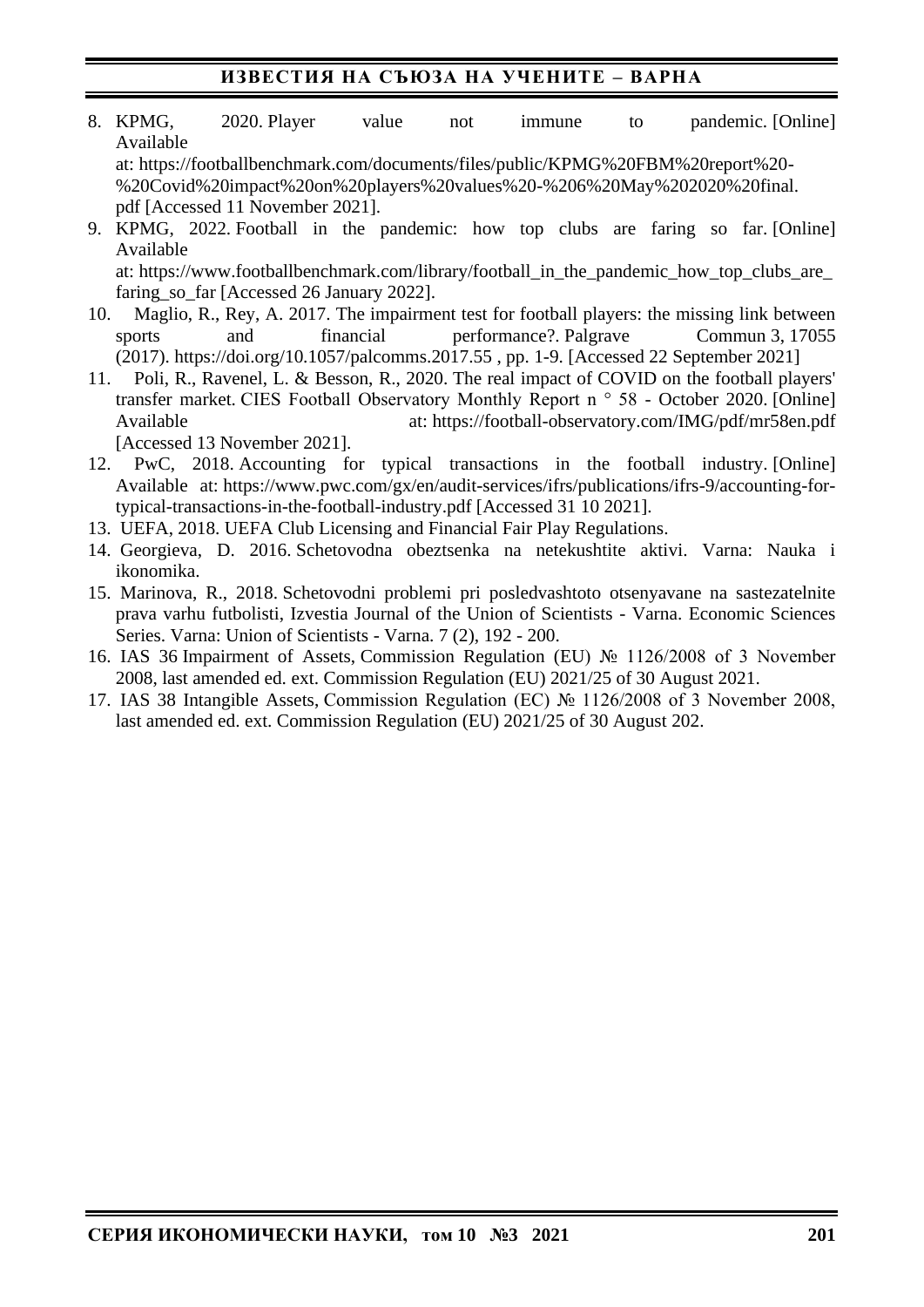8. KPMG, 2020. Player value not immune to pandemic. [Online] Available at: https://footballbenchmark.com/documents/files/public/KPMG%20FBM%20report%20-%20Covid%20impact%20on%20players%20values%20-%206%20May%202020%20final.pdf [Accessed 11 November 2021].
9. KPMG, 2022. Football in the pandemic: how top clubs are faring so far. [Online] Available at: https://www.footballbenchmark.com/library/football_in_the_pandemic_how_top_clubs_are_faring_so_far [Accessed 26 January 2022].
10. Maglio, R., Rey, A. 2017. The impairment test for football players: the missing link between sports and financial performance?. Palgrave Commun 3, 17055 (2017). https://doi.org/10.1057/palcomms.2017.55 , pp. 1-9. [Accessed 22 September 2021]
11. Poli, R., Ravenel, L. & Besson, R., 2020. The real impact of COVID on the football players' transfer market. CIES Football Observatory Monthly Report n ° 58 - October 2020. [Online] Available at: https://football-observatory.com/IMG/pdf/mr58en.pdf [Accessed 13 November 2021].
12. PwC, 2018. Accounting for typical transactions in the football industry. [Online] Available at: https://www.pwc.com/gx/en/audit-services/ifrs/publications/ifrs-9/accounting-for-typical-transactions-in-the-football-industry.pdf [Accessed 31 10 2021].
13. UEFA, 2018. UEFA Club Licensing and Financial Fair Play Regulations.
14. Georgieva, D. 2016. Schetovodna obeztsenka na netekushtite aktivi. Varna: Nauka i ikonomika.
15. Marinova, R., 2018. Schetovodni problemi pri posledvashtoto otsenyavane na sastezatelnite prava varhu futbolisti, Izvestia Journal of the Union of Scientists - Varna. Economic Sciences Series. Varna: Union of Scientists - Varna. 7 (2), 192 - 200.
16. IAS 36 Impairment of Assets, Commission Regulation (EU) № 1126/2008 of 3 November 2008, last amended ed. ext. Commission Regulation (EU) 2021/25 of 30 August 2021.
17. IAS 38 Intangible Assets, Commission Regulation (EC) № 1126/2008 of 3 November 2008, last amended ed. ext. Commission Regulation (EU) 2021/25 of 30 August 202.